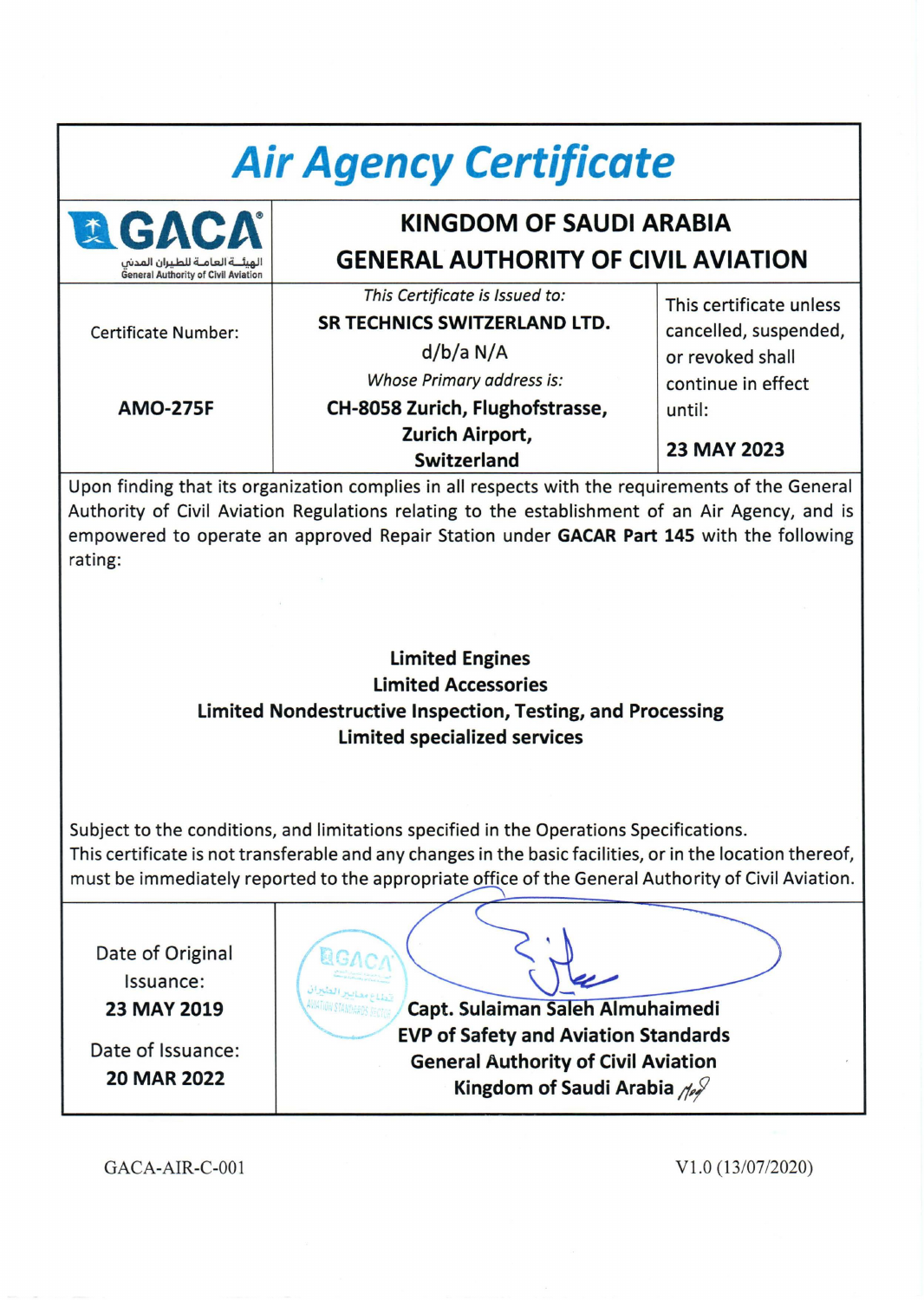# Air Agency Certificate

| GACA الهيئـة العامـة للطيـران المدني General Authority of Civil Aviation | KINGDOM OF SAUDI ARABIA GENERAL AUTHORITY OF CIVIL AVIATION | |
|---|---|---|
| Certificate Number: **AMO-275F** | *This Certificate is Issued to:* **SR TECHNICS SWITZERLAND LTD.** d/b/a N/A *Whose Primary address is:* **CH-8058 Zurich, Flughofstrasse, Zurich Airport, Switzerland** | This certificate unless cancelled, suspended, or revoked shall continue in effect until: **23 MAY 2023** |

Upon finding that its organization complies in all respects with the requirements of the General Authority of Civil Aviation Regulations relating to the establishment of an Air Agency, and is empowered to operate an approved Repair Station under **GACAR Part 145** with the following rating:

**Limited Engines**
**Limited Accessories**
**Limited Nondestructive Inspection, Testing, and Processing**
**Limited specialized services**

Subject to the conditions, and limitations specified in the Operations Specifications.
This certificate is not transferable and any changes in the basic facilities, or in the location thereof, must be immediately reported to the appropriate office of the General Authority of Civil Aviation.

| | |
|---|---|
| Date of Original Issuance: **23 MAY 2019** Date of Issuance: **20 MAR 2022** | **Capt. Sulaiman Saleh Almuhaimedi** **EVP of Safety and Aviation Standards** **General Authority of Civil Aviation** **Kingdom of Saudi Arabia** |

GACA-AIR-C-001 V1.0 (13/07/2020)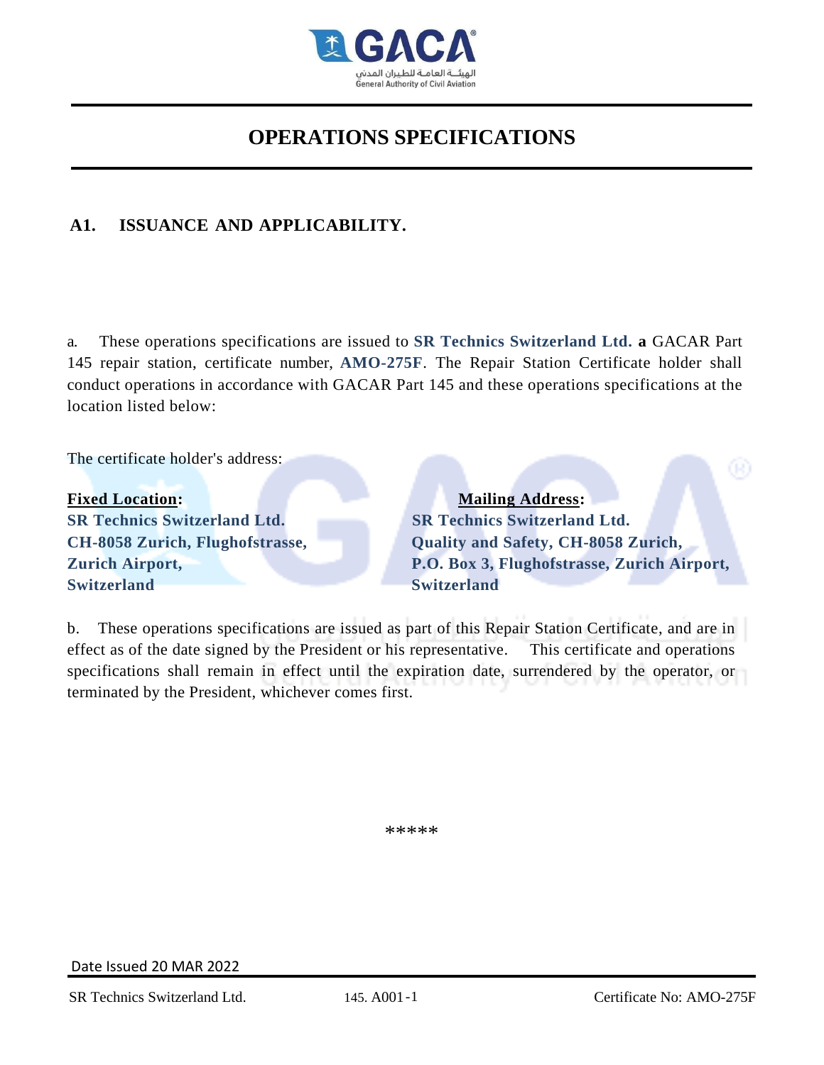# OPERATIONS SPECIFICATIONS

## A1. ISSUANCE AND APPLICABILITY.

a. These operations specifications are issued to **SR Technics Switzerland Ltd.** **a** GACAR Part 145 repair station, certificate number, **AMO-275F**. The Repair Station Certificate holder shall conduct operations in accordance with GACAR Part 145 and these operations specifications at the location listed below:

The certificate holder's address:

**Fixed Location:**
**SR Technics Switzerland Ltd.**
**CH-8058 Zurich, Flughofstrasse,**
**Zurich Airport,**
**Switzerland**

**Mailing Address:**
**SR Technics Switzerland Ltd.**
**Quality and Safety, CH-8058 Zurich,**
**P.O. Box 3, Flughofstrasse, Zurich Airport,**
**Switzerland**

b. These operations specifications are issued as part of this Repair Station Certificate, and are in effect as of the date signed by the President or his representative. This certificate and operations specifications shall remain in effect until the expiration date, surrendered by the operator, or terminated by the President, whichever comes first.

*****

Date Issued 20 MAR 2022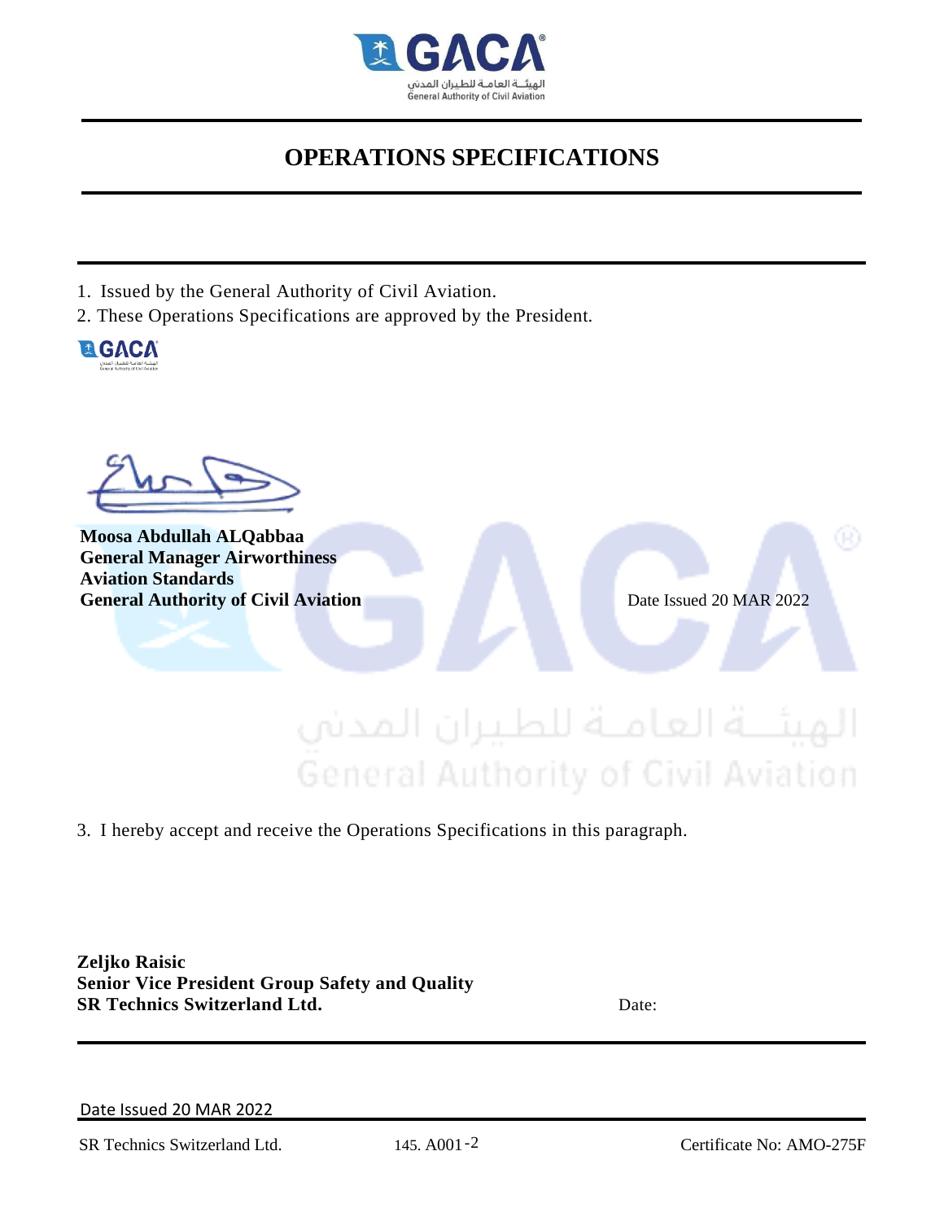# OPERATIONS SPECIFICATIONS

1. Issued by the General Authority of Civil Aviation.
2. These Operations Specifications are approved by the President.

**Moosa Abdullah ALQabbaa**
**General Manager Airworthiness**
**Aviation Standards**
**General Authority of Civil Aviation**

Date Issued 20 MAR 2022

3. I hereby accept and receive the Operations Specifications in this paragraph.

**Zeljko Raisic**
**Senior Vice President Group Safety and Quality**
**SR Technics Switzerland Ltd.**

Date: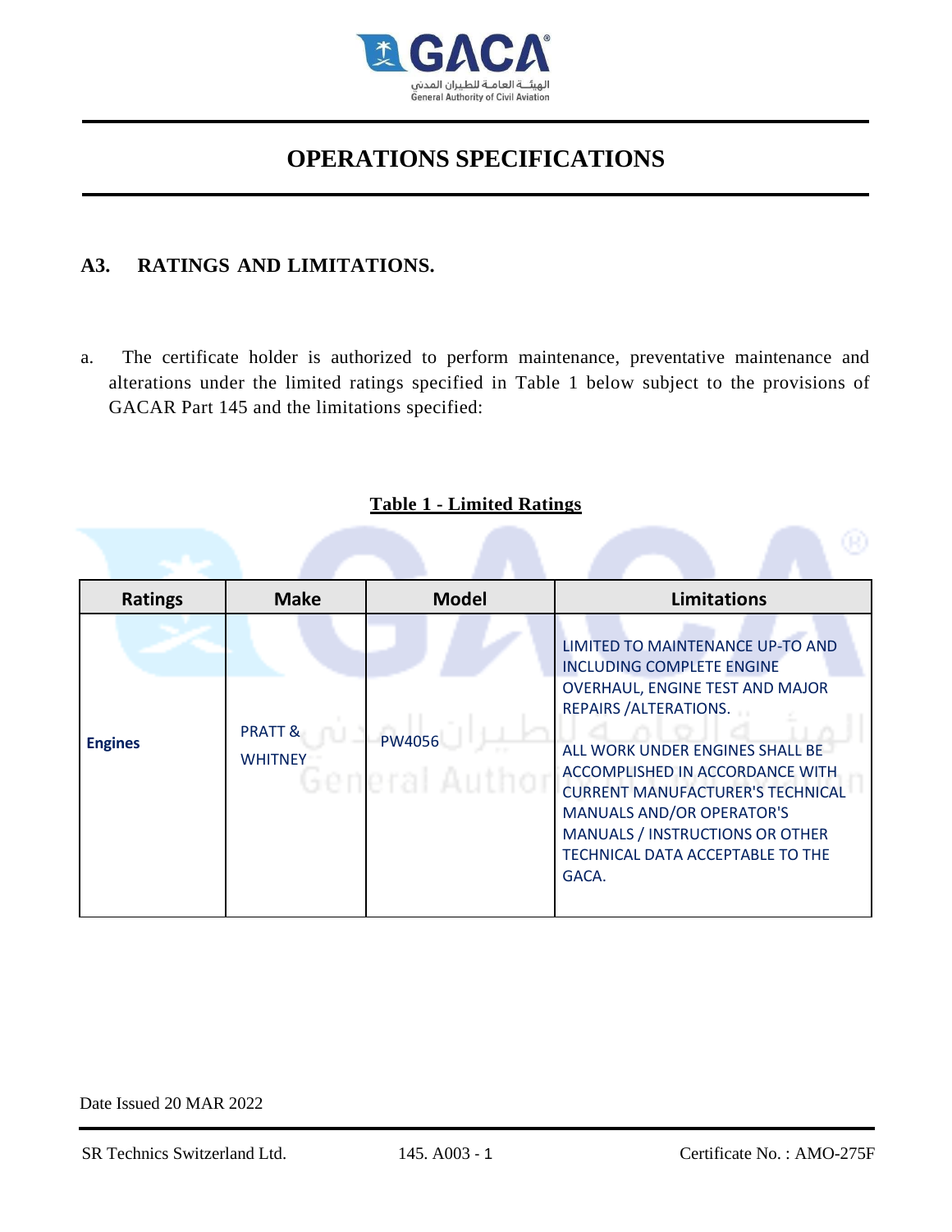# OPERATIONS SPECIFICATIONS

## A3. RATINGS AND LIMITATIONS.

a. The certificate holder is authorized to perform maintenance, preventative maintenance and alterations under the limited ratings specified in Table 1 below subject to the provisions of GACAR Part 145 and the limitations specified:

**Table 1 - Limited Ratings**

| Ratings | Make | Model | Limitations |
|---|---|---|---|
| **Engines** | PRATT & WHITNEY | PW4056 | LIMITED TO MAINTENANCE UP-TO AND INCLUDING COMPLETE ENGINE OVERHAUL, ENGINE TEST AND MAJOR REPAIRS /ALTERATIONS.<br><br>ALL WORK UNDER ENGINES SHALL BE ACCOMPLISHED IN ACCORDANCE WITH CURRENT MANUFACTURER'S TECHNICAL MANUALS AND/OR OPERATOR'S MANUALS / INSTRUCTIONS OR OTHER TECHNICAL DATA ACCEPTABLE TO THE GACA. |

Date Issued 20 MAR 2022

SR Technics Switzerland Ltd. 145. A003 - 1 Certificate No. : AMO-275F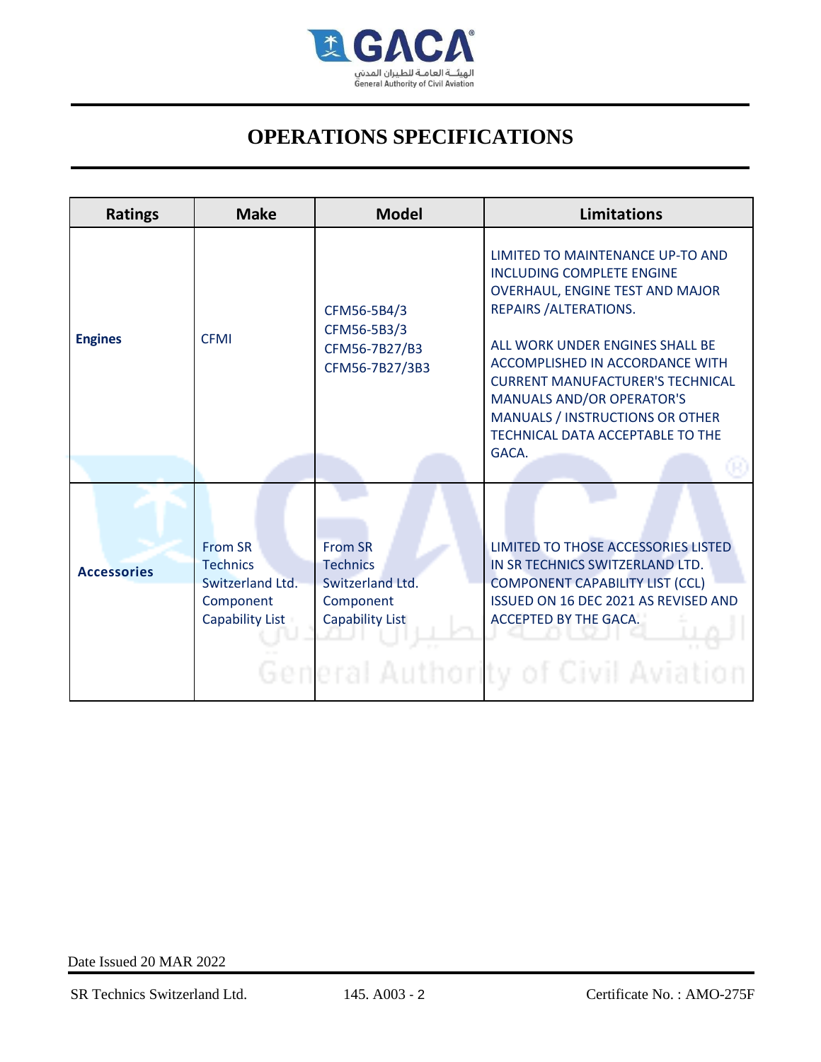# OPERATIONS SPECIFICATIONS

| Ratings | Make | Model | Limitations |
|---|---|---|---|
| **Engines** | CFMI | CFM56-5B4/3<br>CFM56-5B3/3<br>CFM56-7B27/B3<br>CFM56-7B27/3B3 | LIMITED TO MAINTENANCE UP-TO AND INCLUDING COMPLETE ENGINE OVERHAUL, ENGINE TEST AND MAJOR REPAIRS /ALTERATIONS.<br><br>ALL WORK UNDER ENGINES SHALL BE ACCOMPLISHED IN ACCORDANCE WITH CURRENT MANUFACTURER'S TECHNICAL MANUALS AND/OR OPERATOR'S MANUALS / INSTRUCTIONS OR OTHER TECHNICAL DATA ACCEPTABLE TO THE GACA. |
| **Accessories** | From SR Technics Switzerland Ltd. Component Capability List | From SR Technics Switzerland Ltd. Component Capability List | LIMITED TO THOSE ACCESSORIES LISTED IN SR TECHNICS SWITZERLAND LTD. COMPONENT CAPABILITY LIST (CCL) ISSUED ON 16 DEC 2021 AS REVISED AND ACCEPTED BY THE GACA. |

Date Issued 20 MAR 2022

SR Technics Switzerland Ltd. 145. A003 - 2 Certificate No. : AMO-275F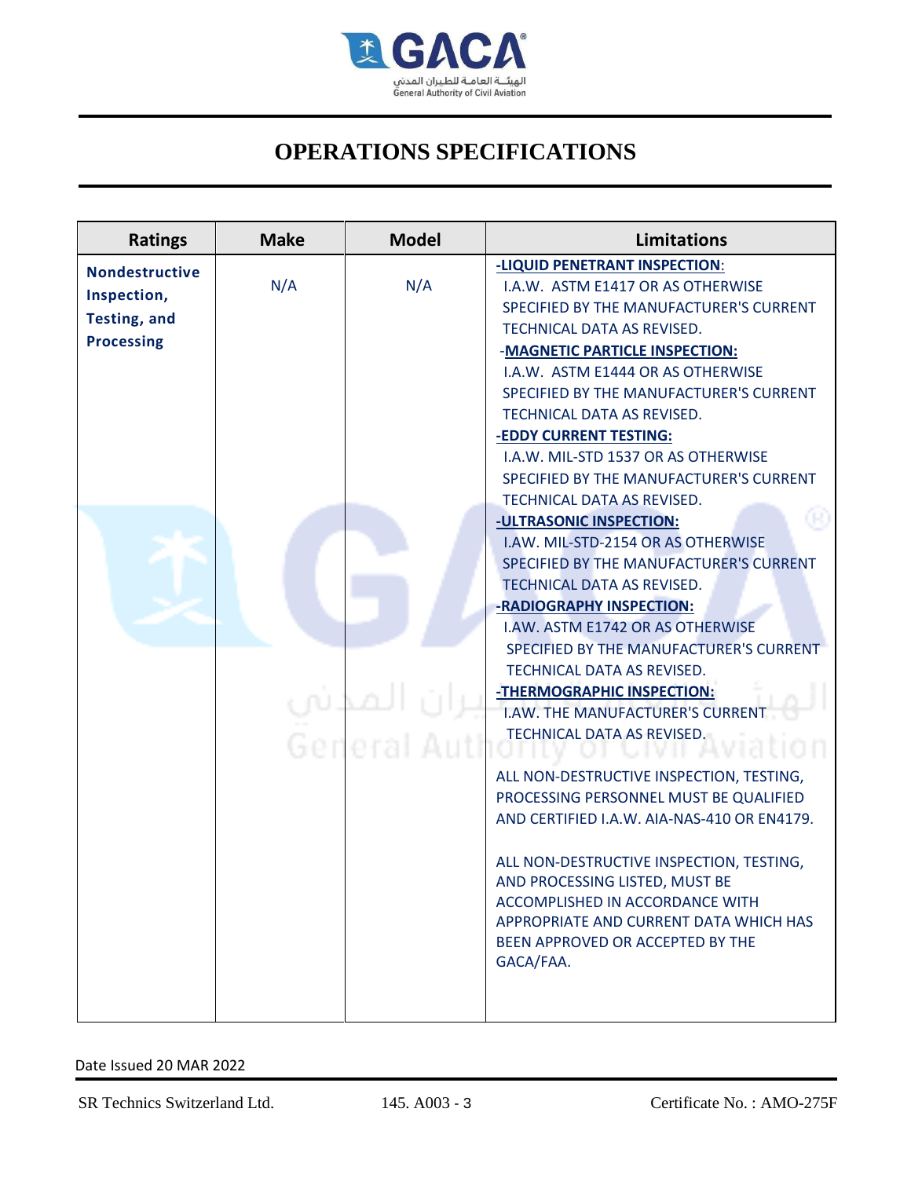# OPERATIONS SPECIFICATIONS

| Ratings | Make | Model | Limitations |
|---|---|---|---|
| **Nondestructive Inspection, Testing, and Processing** | N/A | N/A | **-LIQUID PENETRANT INSPECTION**: I.A.W. ASTM E1417 OR AS OTHERWISE SPECIFIED BY THE MANUFACTURER'S CURRENT TECHNICAL DATA AS REVISED.<br>**-MAGNETIC PARTICLE INSPECTION:** I.A.W. ASTM E1444 OR AS OTHERWISE SPECIFIED BY THE MANUFACTURER'S CURRENT TECHNICAL DATA AS REVISED.<br>**-EDDY CURRENT TESTING:** I.A.W. MIL-STD 1537 OR AS OTHERWISE SPECIFIED BY THE MANUFACTURER'S CURRENT TECHNICAL DATA AS REVISED.<br>**-ULTRASONIC INSPECTION:** I.AW. MIL-STD-2154 OR AS OTHERWISE SPECIFIED BY THE MANUFACTURER'S CURRENT TECHNICAL DATA AS REVISED.<br>**-RADIOGRAPHY INSPECTION:** I.AW. ASTM E1742 OR AS OTHERWISE SPECIFIED BY THE MANUFACTURER'S CURRENT TECHNICAL DATA AS REVISED.<br>**-THERMOGRAPHIC INSPECTION:** I.AW. THE MANUFACTURER'S CURRENT TECHNICAL DATA AS REVISED.<br><br>ALL NON-DESTRUCTIVE INSPECTION, TESTING, PROCESSING PERSONNEL MUST BE QUALIFIED AND CERTIFIED I.A.W. AIA-NAS-410 OR EN4179.<br><br>ALL NON-DESTRUCTIVE INSPECTION, TESTING, AND PROCESSING LISTED, MUST BE ACCOMPLISHED IN ACCORDANCE WITH APPROPRIATE AND CURRENT DATA WHICH HAS BEEN APPROVED OR ACCEPTED BY THE GACA/FAA. |

Date Issued 20 MAR 2022

SR Technics Switzerland Ltd. 145. A003 - 3 Certificate No. : AMO-275F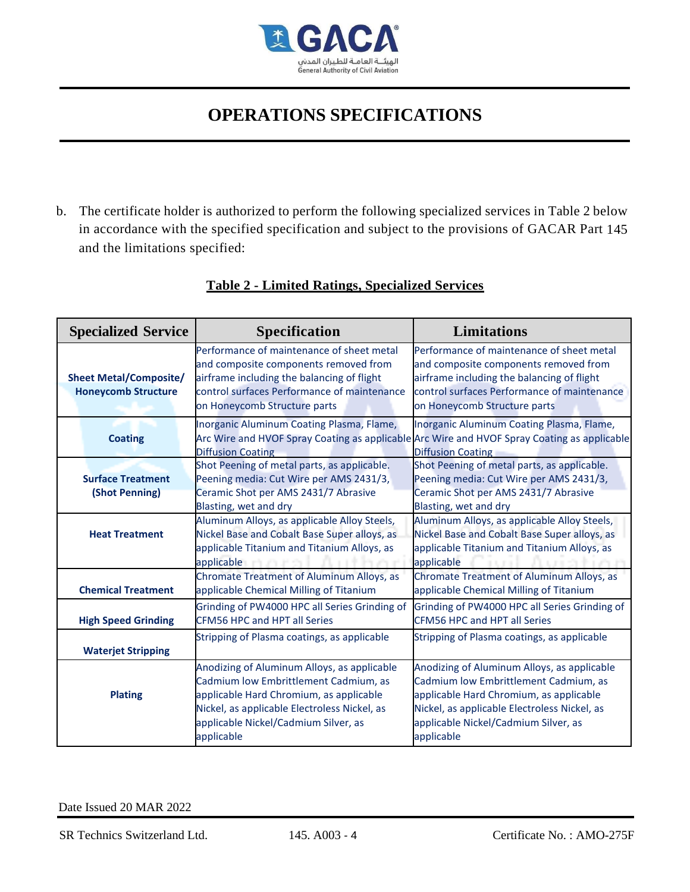# OPERATIONS SPECIFICATIONS

b. The certificate holder is authorized to perform the following specialized services in Table 2 below in accordance with the specified specification and subject to the provisions of GACAR Part 145 and the limitations specified:

**Table 2 - Limited Ratings, Specialized Services**

| Specialized Service | Specification | Limitations |
|---|---|---|
| **Sheet Metal/Composite/ Honeycomb Structure** | Performance of maintenance of sheet metal and composite components removed from airframe including the balancing of flight control surfaces Performance of maintenance on Honeycomb Structure parts | Performance of maintenance of sheet metal and composite components removed from airframe including the balancing of flight control surfaces Performance of maintenance on Honeycomb Structure parts |
| **Coating** | Inorganic Aluminum Coating Plasma, Flame, Arc Wire and HVOF Spray Coating as applicable Diffusion Coating | Inorganic Aluminum Coating Plasma, Flame, Arc Wire and HVOF Spray Coating as applicable Diffusion Coating |
| **Surface Treatment (Shot Penning)** | Shot Peening of metal parts, as applicable. Peening media: Cut Wire per AMS 2431/3, Ceramic Shot per AMS 2431/7 Abrasive Blasting, wet and dry | Shot Peening of metal parts, as applicable. Peening media: Cut Wire per AMS 2431/3, Ceramic Shot per AMS 2431/7 Abrasive Blasting, wet and dry |
| **Heat Treatment** | Aluminum Alloys, as applicable Alloy Steels, Nickel Base and Cobalt Base Super alloys, as applicable Titanium and Titanium Alloys, as applicable | Aluminum Alloys, as applicable Alloy Steels, Nickel Base and Cobalt Base Super alloys, as applicable Titanium and Titanium Alloys, as applicable |
| **Chemical Treatment** | Chromate Treatment of Aluminum Alloys, as applicable Chemical Milling of Titanium | Chromate Treatment of Aluminum Alloys, as applicable Chemical Milling of Titanium |
| **High Speed Grinding** | Grinding of PW4000 HPC all Series Grinding of CFM56 HPC and HPT all Series | Grinding of PW4000 HPC all Series Grinding of CFM56 HPC and HPT all Series |
| **Waterjet Stripping** | Stripping of Plasma coatings, as applicable | Stripping of Plasma coatings, as applicable |
| **Plating** | Anodizing of Aluminum Alloys, as applicable Cadmium low Embrittlement Cadmium, as applicable Hard Chromium, as applicable Nickel, as applicable Electroless Nickel, as applicable Nickel/Cadmium Silver, as applicable | Anodizing of Aluminum Alloys, as applicable Cadmium low Embrittlement Cadmium, as applicable Hard Chromium, as applicable Nickel, as applicable Electroless Nickel, as applicable Nickel/Cadmium Silver, as applicable |

Date Issued 20 MAR 2022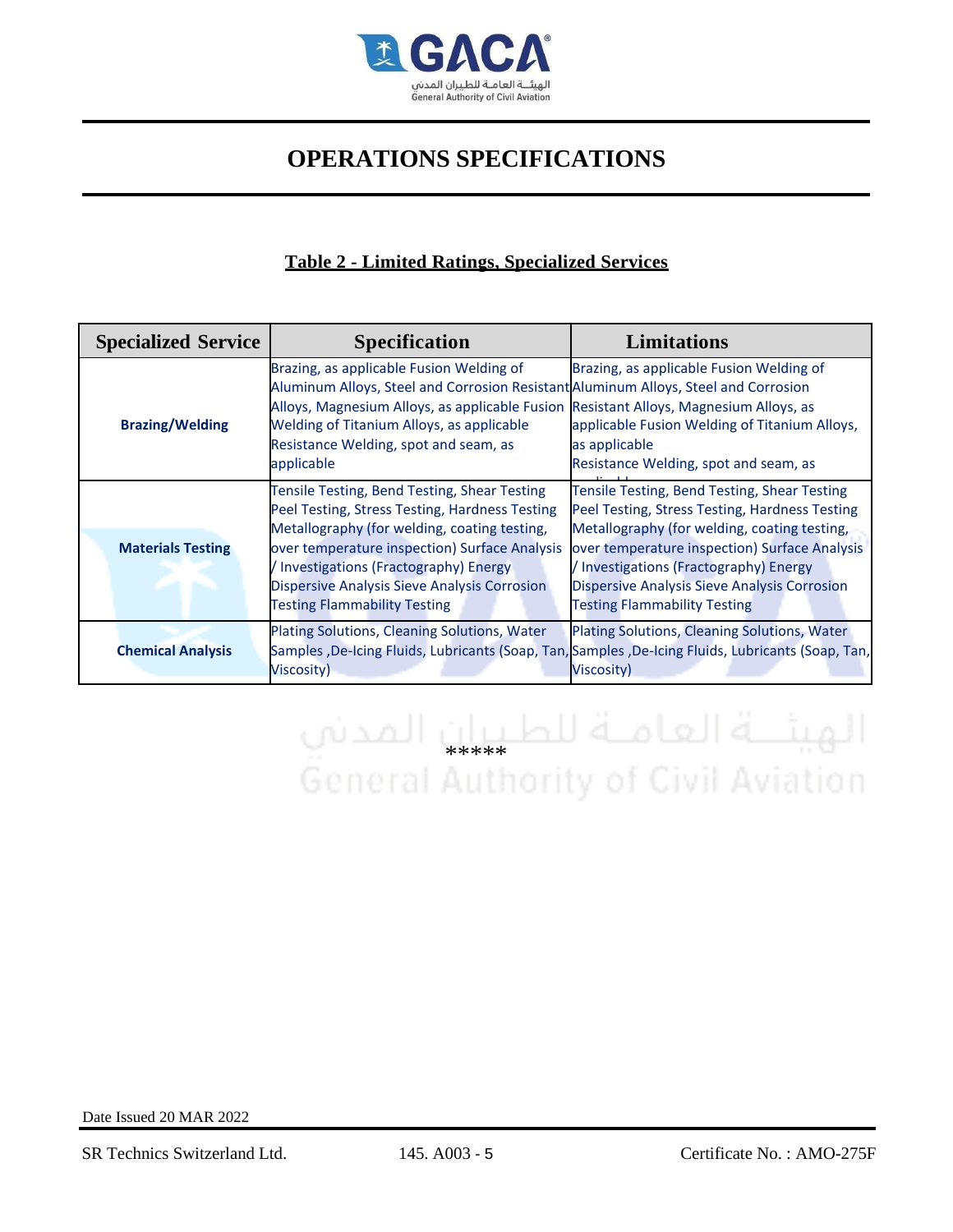# OPERATIONS SPECIFICATIONS

## Table 2 - Limited Ratings, Specialized Services

| Specialized Service | Specification | Limitations |
|---|---|---|
| **Brazing/Welding** | Brazing, as applicable Fusion Welding of Aluminum Alloys, Steel and Corrosion Resistant Alloys, Magnesium Alloys, as applicable Fusion Welding of Titanium Alloys, as applicable Resistance Welding, spot and seam, as applicable | Brazing, as applicable Fusion Welding of Aluminum Alloys, Steel and Corrosion Resistant Alloys, Magnesium Alloys, as applicable Fusion Welding of Titanium Alloys, as applicable Resistance Welding, spot and seam, as applicable |
| **Materials Testing** | Tensile Testing, Bend Testing, Shear Testing Peel Testing, Stress Testing, Hardness Testing Metallography (for welding, coating testing, over temperature inspection) Surface Analysis / Investigations (Fractography) Energy Dispersive Analysis Sieve Analysis Corrosion Testing Flammability Testing | Tensile Testing, Bend Testing, Shear Testing Peel Testing, Stress Testing, Hardness Testing Metallography (for welding, coating testing, over temperature inspection) Surface Analysis / Investigations (Fractography) Energy Dispersive Analysis Sieve Analysis Corrosion Testing Flammability Testing |
| **Chemical Analysis** | Plating Solutions, Cleaning Solutions, Water Samples ,De-Icing Fluids, Lubricants (Soap, Tan, Viscosity) | Plating Solutions, Cleaning Solutions, Water Samples ,De-Icing Fluids, Lubricants (Soap, Tan, Viscosity) |

*****

Date Issued 20 MAR 2022

SR Technics Switzerland Ltd. 145. A003 - 5 Certificate No. : AMO-275F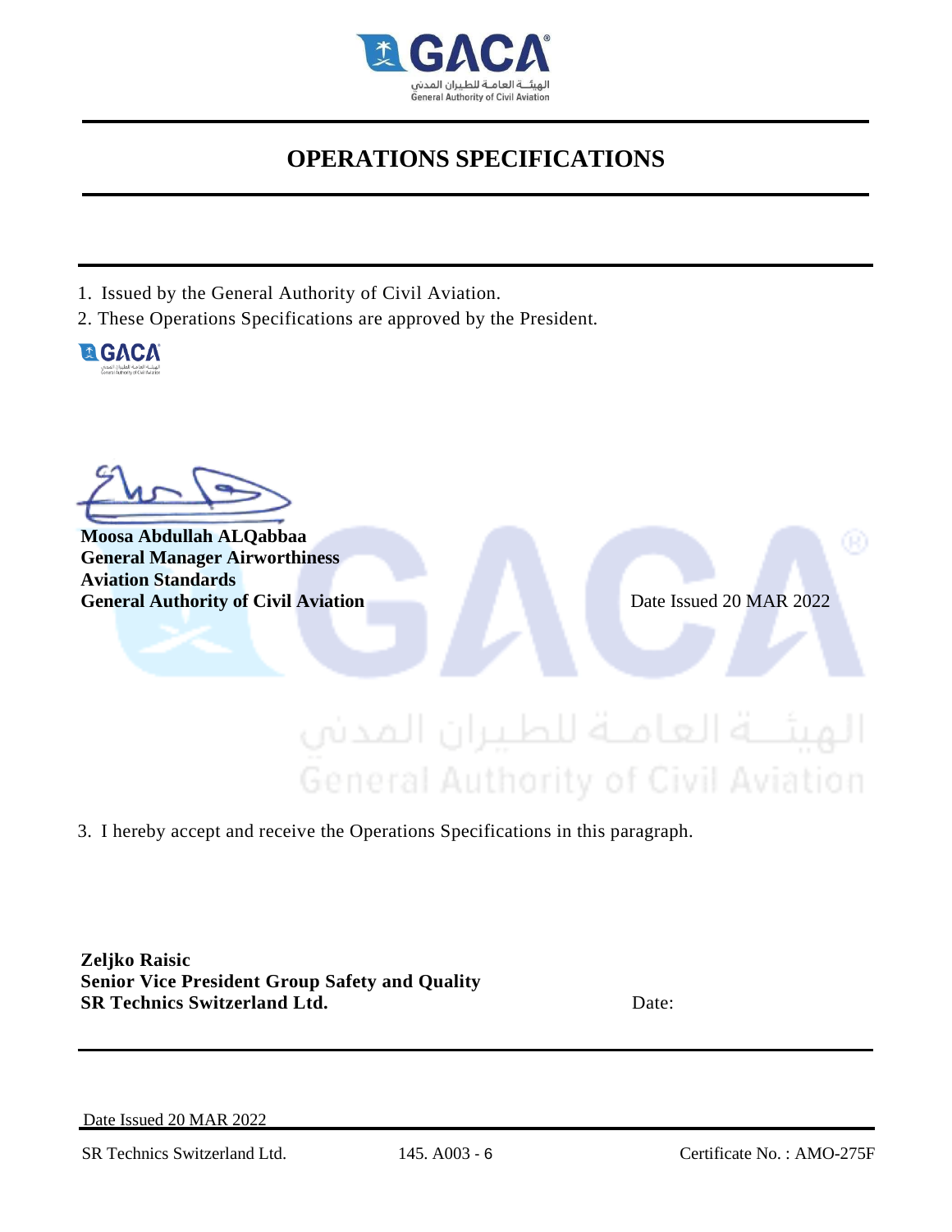# OPERATIONS SPECIFICATIONS

1. Issued by the General Authority of Civil Aviation.
2. These Operations Specifications are approved by the President.

**Moosa Abdullah ALQabbaa**
**General Manager Airworthiness**
**Aviation Standards**
**General Authority of Civil Aviation**

Date Issued 20 MAR 2022

3. I hereby accept and receive the Operations Specifications in this paragraph.

**Zeljko Raisic**
**Senior Vice President Group Safety and Quality**
**SR Technics Switzerland Ltd.**

Date:

Date Issued 20 MAR 2022

SR Technics Switzerland Ltd. 145. A003 - 6 Certificate No. : AMO-275F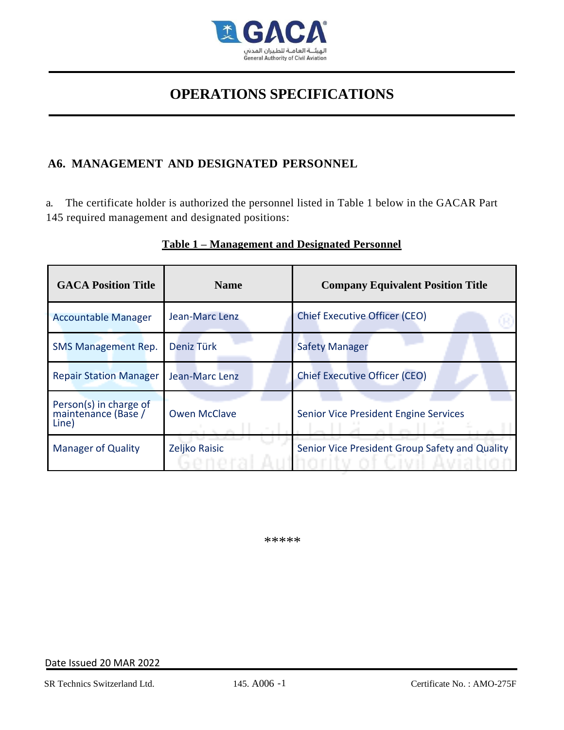# OPERATIONS SPECIFICATIONS

## A6. MANAGEMENT AND DESIGNATED PERSONNEL

a. The certificate holder is authorized the personnel listed in Table 1 below in the GACAR Part 145 required management and designated positions:

**Table 1 – Management and Designated Personnel**

| GACA Position Title | Name | Company Equivalent Position Title |
|---|---|---|
| Accountable Manager | Jean-Marc Lenz | Chief Executive Officer (CEO) |
| SMS Management Rep. | Deniz Türk | Safety Manager |
| Repair Station Manager | Jean-Marc Lenz | Chief Executive Officer (CEO) |
| Person(s) in charge of maintenance (Base / Line) | Owen McClave | Senior Vice President Engine Services |
| Manager of Quality | Zeljko Raisic | Senior Vice President Group Safety and Quality |

*****

Date Issued 20 MAR 2022

SR Technics Switzerland Ltd. | 145. A006 -1 | Certificate No. : AMO-275F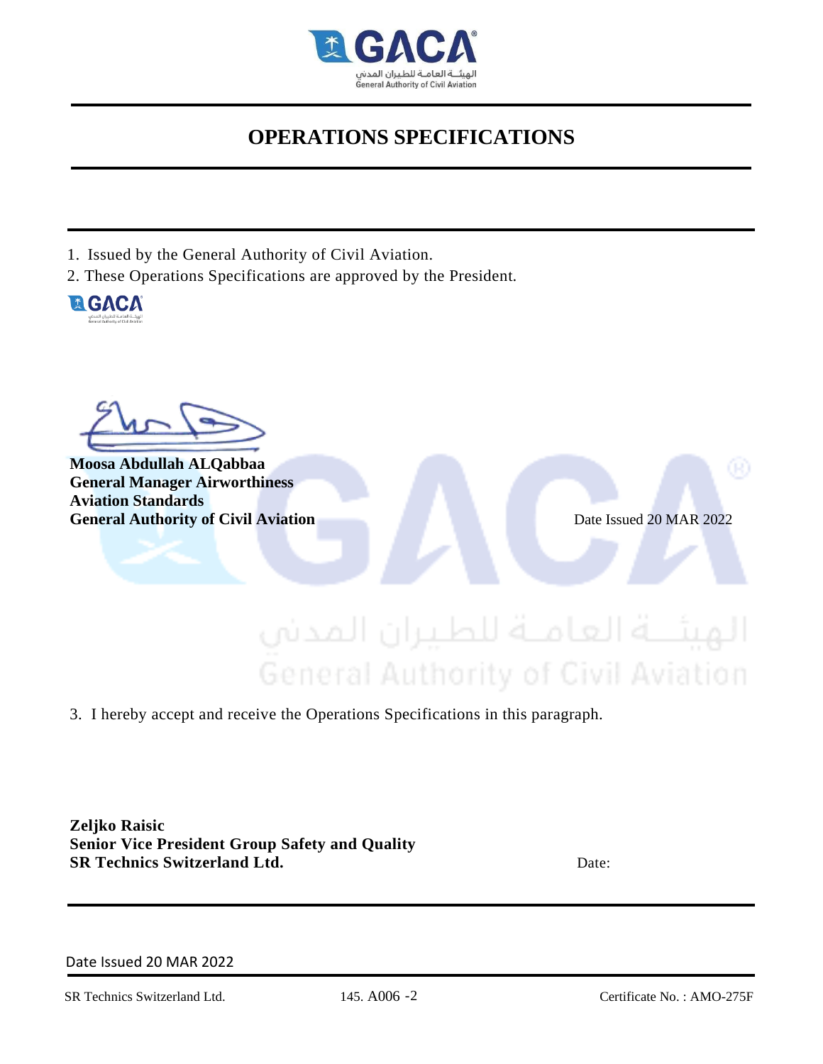# OPERATIONS SPECIFICATIONS

1. Issued by the General Authority of Civil Aviation.
2. These Operations Specifications are approved by the President.

**Moosa Abdullah ALQabbaa**
**General Manager Airworthiness**
**Aviation Standards**
**General Authority of Civil Aviation**

Date Issued 20 MAR 2022

3. I hereby accept and receive the Operations Specifications in this paragraph.

**Zeljko Raisic**
**Senior Vice President Group Safety and Quality**
**SR Technics Switzerland Ltd.**

Date:

Date Issued 20 MAR 2022

SR Technics Switzerland Ltd. 145. A006 -2 Certificate No. : AMO-275F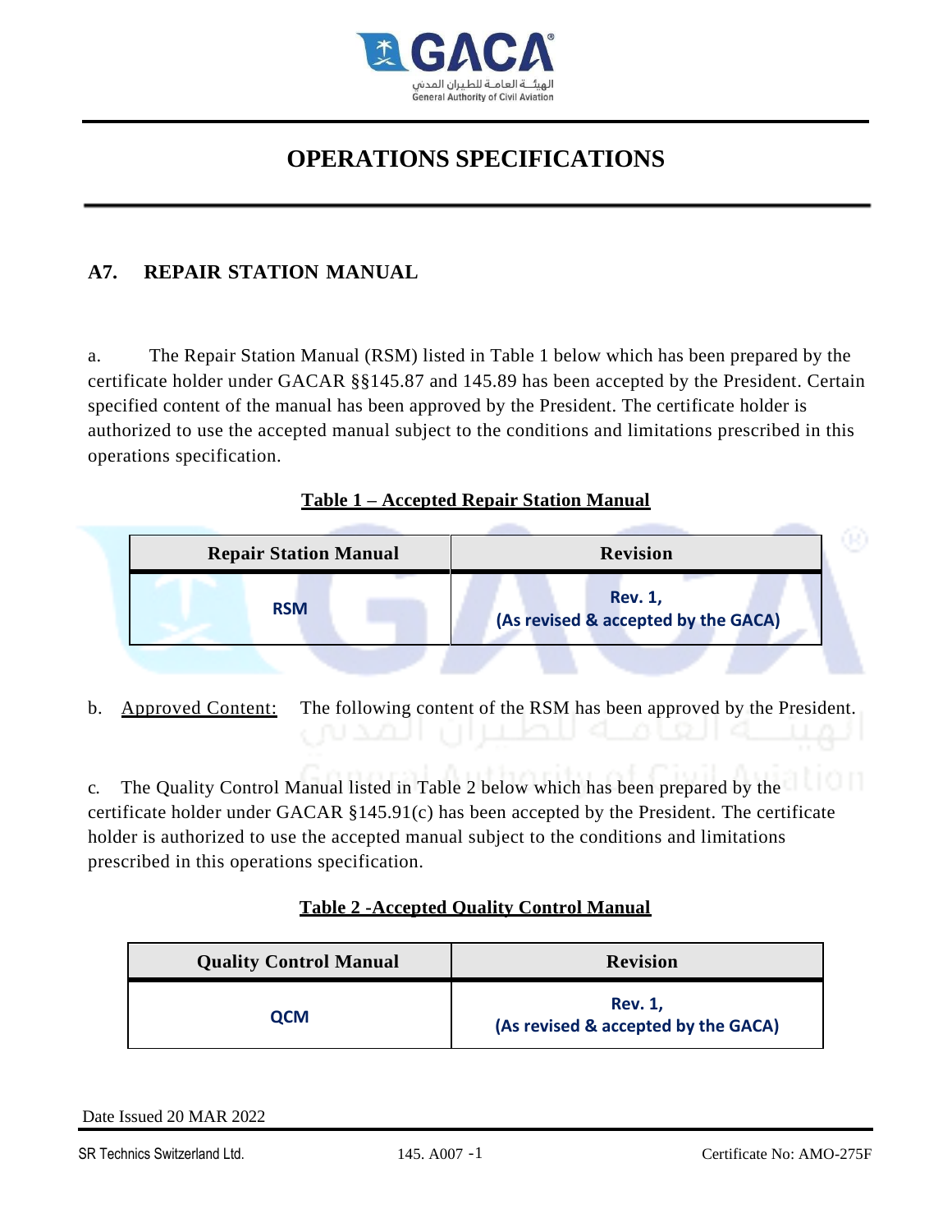# OPERATIONS SPECIFICATIONS

## A7. REPAIR STATION MANUAL

a. The Repair Station Manual (RSM) listed in Table 1 below which has been prepared by the certificate holder under GACAR §§145.87 and 145.89 has been accepted by the President. Certain specified content of the manual has been approved by the President. The certificate holder is authorized to use the accepted manual subject to the conditions and limitations prescribed in this operations specification.

**Table 1 – Accepted Repair Station Manual**

| Repair Station Manual | Revision |
|---|---|
| RSM | Rev. 1, (As revised & accepted by the GACA) |

b. Approved Content: The following content of the RSM has been approved by the President.

c. The Quality Control Manual listed in Table 2 below which has been prepared by the certificate holder under GACAR §145.91(c) has been accepted by the President. The certificate holder is authorized to use the accepted manual subject to the conditions and limitations prescribed in this operations specification.

**Table 2 -Accepted Quality Control Manual**

| Quality Control Manual | Revision |
|---|---|
| QCM | Rev. 1, (As revised & accepted by the GACA) |

Date Issued 20 MAR 2022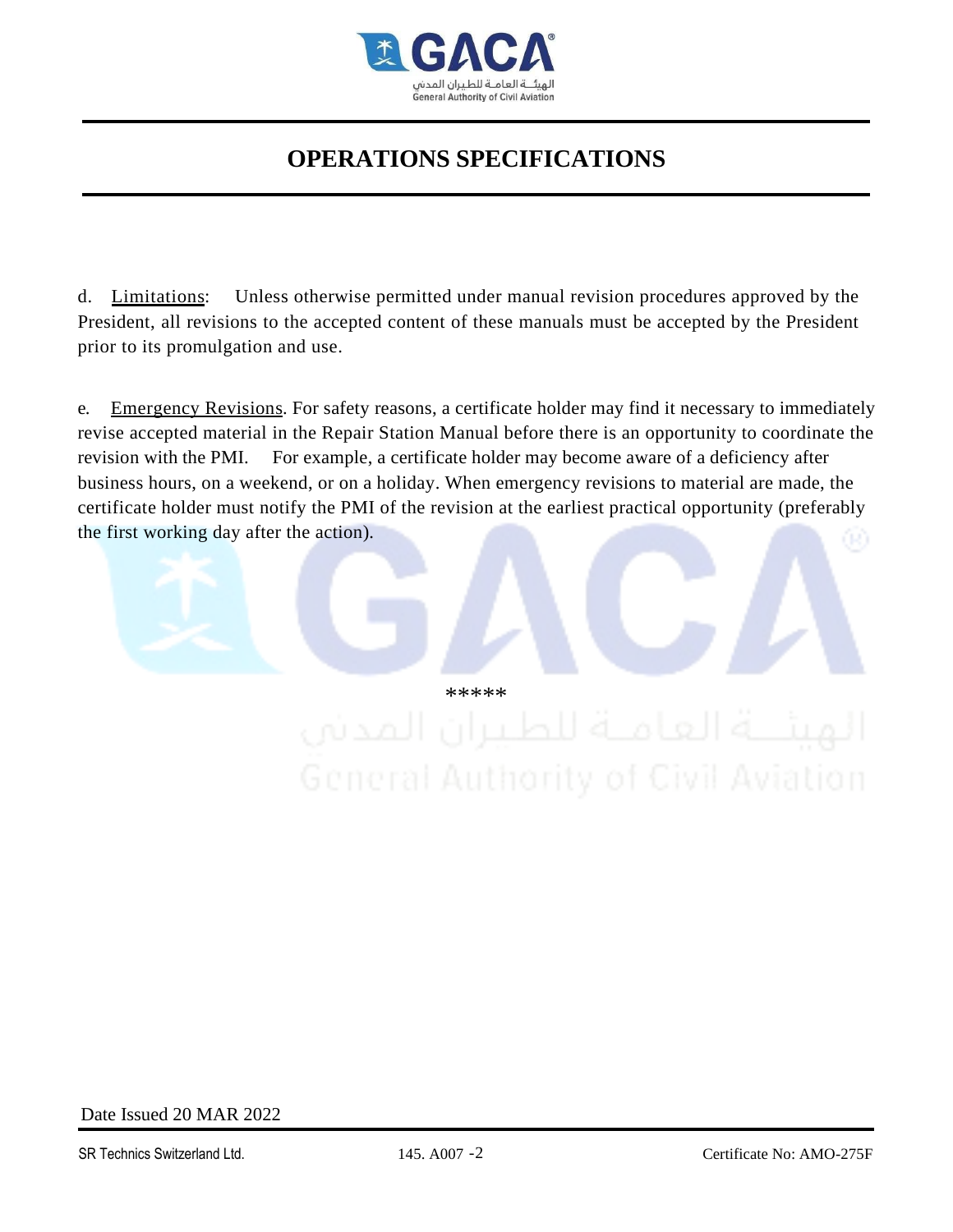d. Limitations: Unless otherwise permitted under manual revision procedures approved by the President, all revisions to the accepted content of these manuals must be accepted by the President prior to its promulgation and use.

e. Emergency Revisions. For safety reasons, a certificate holder may find it necessary to immediately revise accepted material in the Repair Station Manual before there is an opportunity to coordinate the revision with the PMI. For example, a certificate holder may become aware of a deficiency after business hours, on a weekend, or on a holiday. When emergency revisions to material are made, the certificate holder must notify the PMI of the revision at the earliest practical opportunity (preferably the first working day after the action).

*****

Date Issued 20 MAR 2022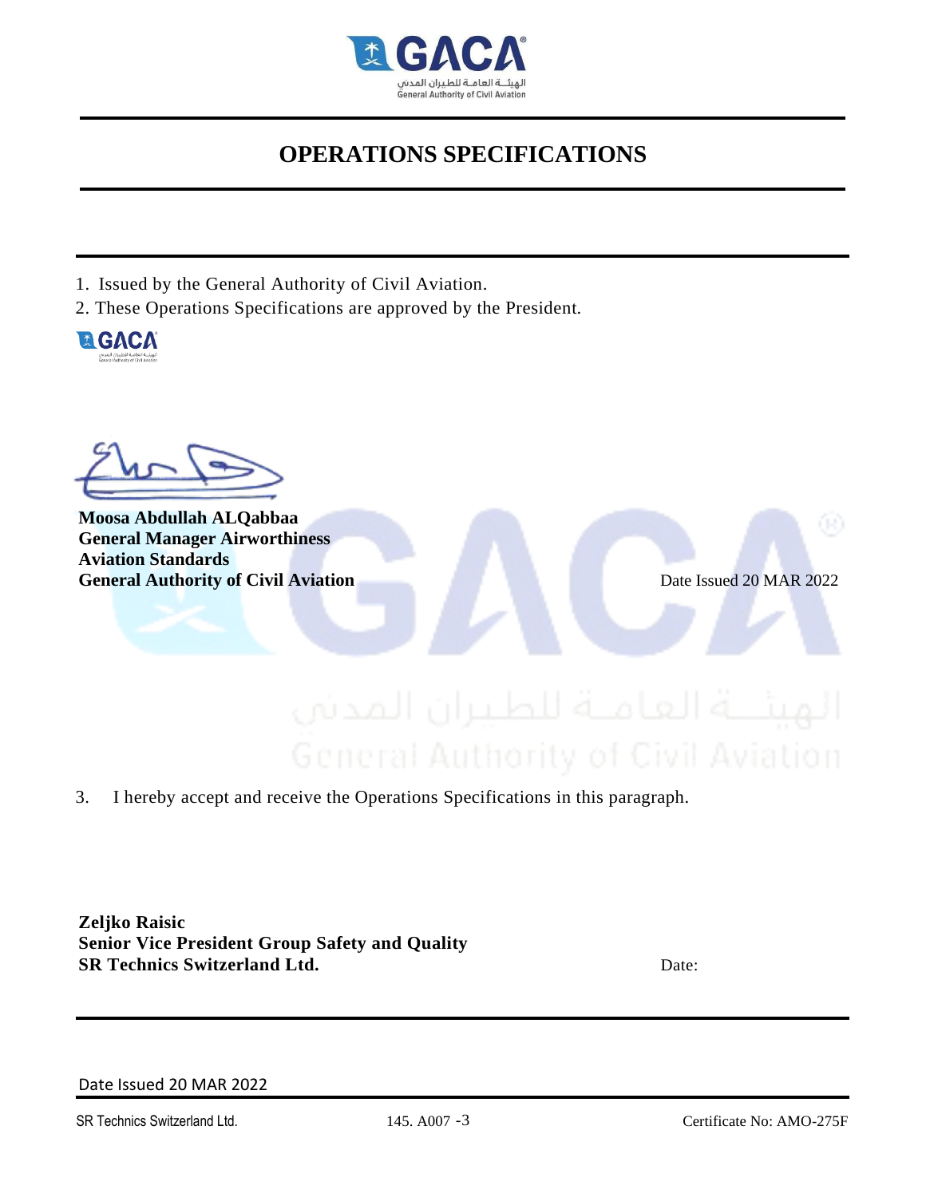# OPERATIONS SPECIFICATIONS

1. Issued by the General Authority of Civil Aviation.
2. These Operations Specifications are approved by the President.

**Moosa Abdullah ALQabbaa**
**General Manager Airworthiness**
**Aviation Standards**
**General Authority of Civil Aviation**

Date Issued 20 MAR 2022

3. I hereby accept and receive the Operations Specifications in this paragraph.

**Zeljko Raisic**
**Senior Vice President Group Safety and Quality**
**SR Technics Switzerland Ltd.**

Date:

Date Issued 20 MAR 2022

SR Technics Switzerland Ltd. 145. A007 -3 Certificate No: AMO-275F